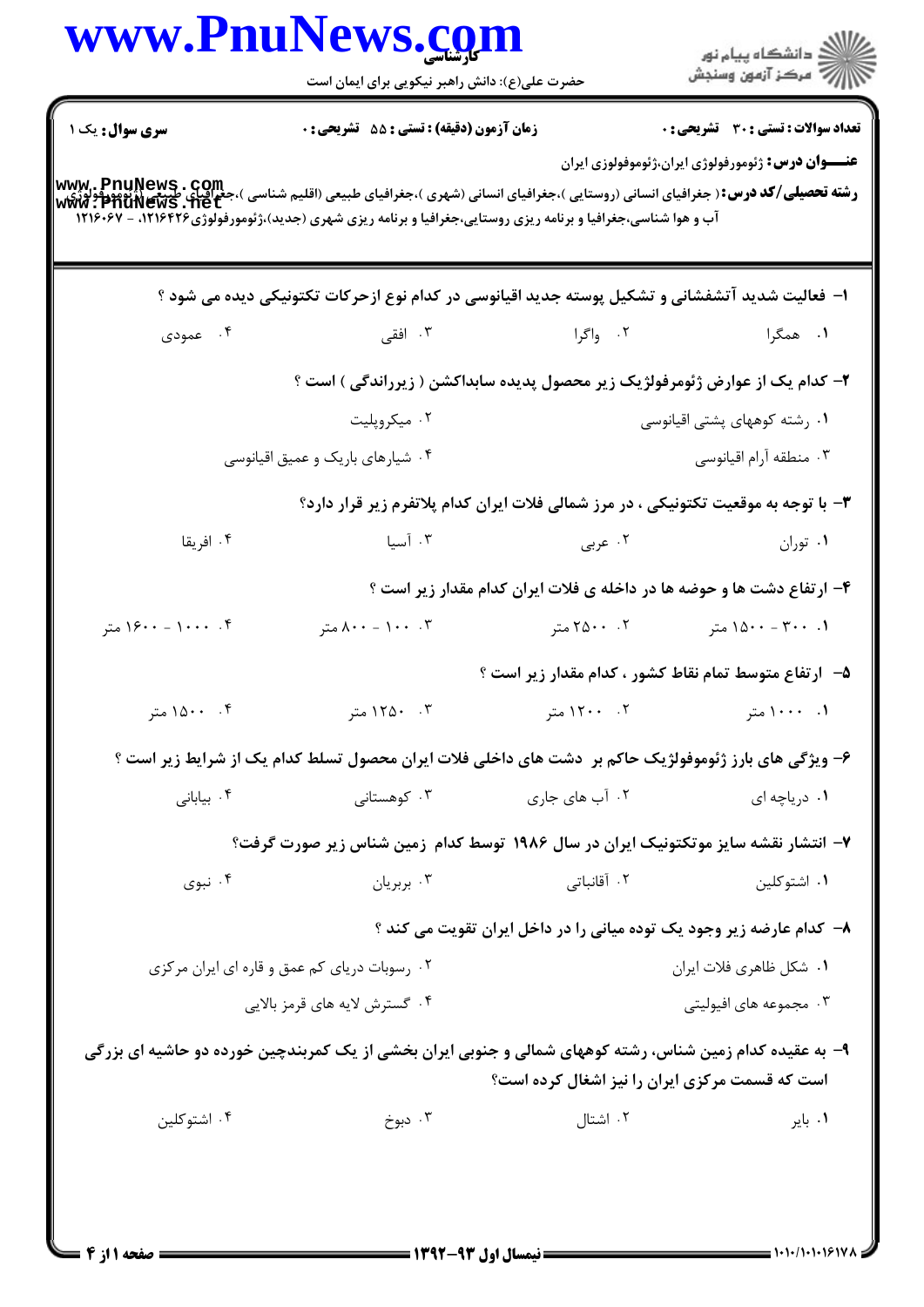**سری سوال:** یک ۱ | **زمان آزمون (دقیقه) : تستی : ۵۵ تشریحی : ۰** | **تعداد سوالات : تستی : ۳۰ تشریحی : ۰**

**عنـــوان درس:** ژئومورفولوژی ایران،ژئوموفولوژی ایران

**رشته تحصیلی/کد درس:** ( جغرافیای انسانی (روستایی )،جغرافیای انسانی (شهری )،جغرافیای طبیعی (اقلیم شناسی )،جغرافیای طبیعی (ژئوموفولوژی) آب و هوا شناسی،جغرافیا و برنامه ریزی روستایی،جغرافیا و برنامه ریزی شهری (جدید)،ژئومورفولوژی۱۲۱۶۴۲۶، - ۱۲۱۶۰۶۷

۱- فعالیت شدید آتشفشانی و تشکیل پوسته جدید اقیانوسی در کدام نوع ازحرکات تکتونیکی دیده می شود ؟

۱. همگرا
۲. واگرا
۳. افقی
۴. عمودی

۲- کدام یک از عوارض ژئومرفولوژیک زیر محصول پدیده سابداکشن ( زیراندگی ) است ؟

۱. رشته کوههای پشتی اقیانوسی
۲. میکروپلیت
۳. منطقه آرام اقیانوسی
۴. شیارهای باریک و عمیق اقیانوسی

۳- با توجه به موقعیت تکتونیکی ، در مرز شمالی فلات ایران کدام پلاتفرم زیر قرار دارد؟

۱. توران
۲. عربی
۳. آسیا
۴. افریقا

۴- ارتفاع دشت ها و حوضه ها در داخله ی فلات ایران کدام مقدار زیر است ؟

۱. ۳۰۰ - ۱۵۰۰ متر
۲. ۲۵۰۰ متر
۳. ۱۰۰ - ۸۰۰ متر
۴. ۱۰۰۰ - ۱۶۰۰ متر

۵- ارتفاع متوسط تمام نقاط کشور ، کدام مقدار زیر است ؟

۱. ۱۰۰۰ متر
۲. ۱۲۰۰ متر
۳. ۱۲۵۰ متر
۴. ۱۵۰۰ متر

۶- ویژگی های بارز ژئوموفولژیک حاکم بر دشت های داخلی فلات ایران محصول تسلط کدام یک از شرایط زیر است ؟

۱. دریاچه ای
۲. آب های جاری
۳. کوهستانی
۴. بیابانی

۷- انتشار نقشه سایز موتکتونیک ایران در سال ۱۹۸۶ توسط کدام زمین شناس زیر صورت گرفت؟

۱. اشتوکلین
۲. آقانباتی
۳. بربریان
۴. نبوی

۸- کدام عارضه زیر وجود یک توده میانی را در داخل ایران تقویت می کند ؟

۱. شکل ظاهری فلات ایران
۲. رسوبات دریای کم عمق و قاره ای ایران مرکزی
۳. مجموعه های افیولیتی
۴. گسترش لایه های قرمز بالایی

۹- به عقیده کدام زمین شناس، رشته کوههای شمالی و جنوبی ایران بخشی از یک کمربندچین خورده دو حاشیه ای بزرگی است که قسمت مرکزی ایران را نیز اشغال کرده است؟

۱. بایر
۲. اشتال
۳. دبوخ
۴. اشتوکلین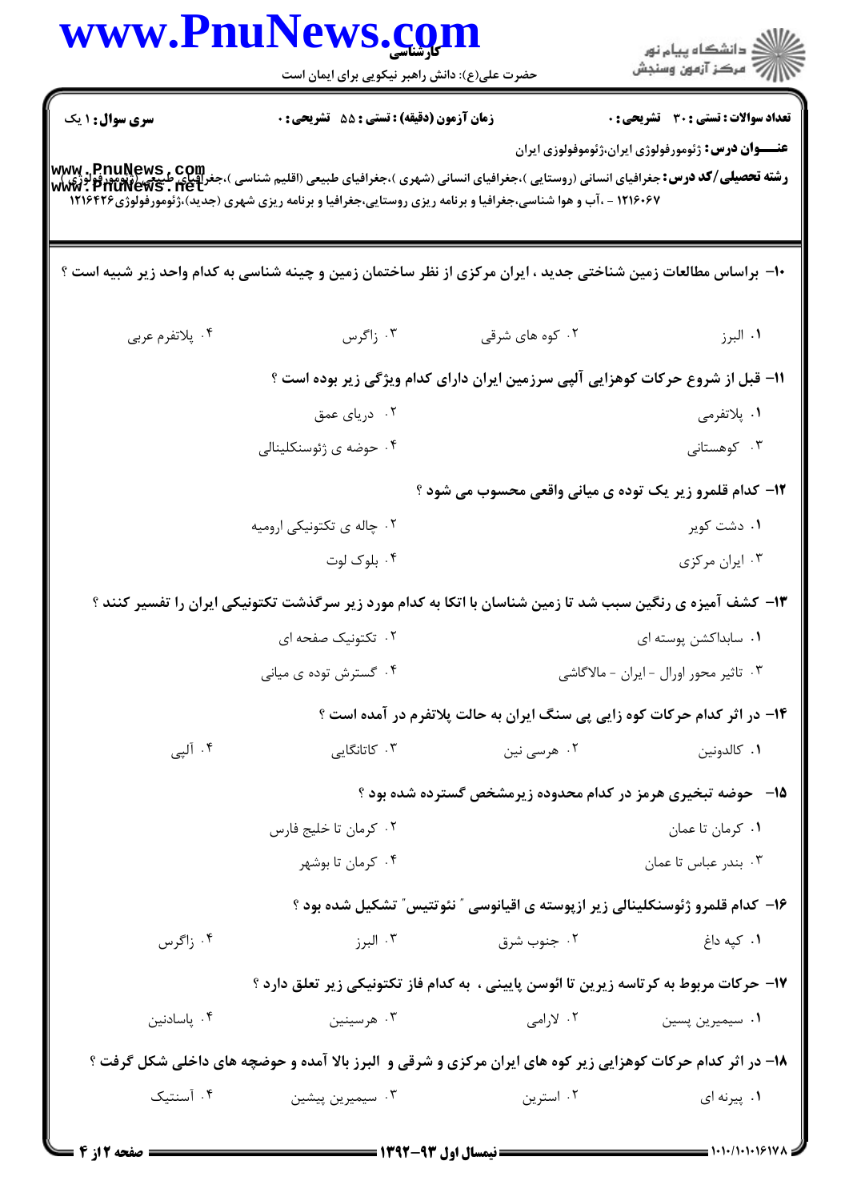**تعداد سوالات : تستی : ۳۰ تشریحی : ۰** &nbsp;&nbsp; **زمان آزمون (دقیقه) : تستی : ۵۵ تشریحی : ۰** &nbsp;&nbsp; **سری سوال : ۱ یک**

**عنـــوان درس:** ژئومورفولوژی ایران،ژئوموفولوزی ایران

**رشته تحصیلی/کد درس:** جغرافیای انسانی (روستایی )،جغرافیای انسانی (شهری )،جغرافیای طبیعی (اقلیم شناسی )،جغرافیای طبیعی (ژئومورفولوژی) ۱۲۱۶۰۶۷ - ،آب و هوا شناسی،جغرافیا و برنامه ریزی روستایی،جغرافیا و برنامه ریزی شهری (جدید)،ژئومورفولوژی۱۲۱۶۴۲۶

۱۰- براساس مطالعات زمین شناختی جدید ، ایران مرکزی از نظر ساختمان زمین و چینه شناسی به کدام واحد زیر شبیه است ؟

۱. البرز &nbsp;&nbsp; ۲. کوه های شرقی &nbsp;&nbsp; ۳. زاگرس &nbsp;&nbsp; ۴. پلاتفرم عربی

۱۱- قبل از شروع حرکات کوهزایی آلپی سرزمین ایران دارای کدام ویژگی زیر بوده است ؟

۱. پلاتفرمی &nbsp;&nbsp; ۲. دریای عمق &nbsp;&nbsp; ۳. کوهستانی &nbsp;&nbsp; ۴. حوضه ی ژئوسنکلینالی

۱۲- کدام قلمرو زیر یک توده ی میانی واقعی محسوب می شود ؟

۱. دشت کویر &nbsp;&nbsp; ۲. چاله ی تکتونیکی ارومیه &nbsp;&nbsp; ۳. ایران مرکزی &nbsp;&nbsp; ۴. بلوک لوت

۱۳- کشف آمیزه ی رنگین سبب شد تا زمین شناسان با اتکا به کدام مورد زیر سرگذشت تکتونیکی ایران را تفسیر کنند ؟

۱. سابداکشن پوسته ای &nbsp;&nbsp; ۲. تکتونیک صفحه ای &nbsp;&nbsp; ۳. تاثیر محور اورال - ایران - مالاگاشی &nbsp;&nbsp; ۴. گسترش توده ی میانی

۱۴- در اثر کدام حرکات کوه زایی پی سنگ ایران به حالت پلاتفرم در آمده است ؟

۱. کالدونین &nbsp;&nbsp; ۲. هرسی نین &nbsp;&nbsp; ۳. کاتانگایی &nbsp;&nbsp; ۴. آلپی

۱۵- حوضه تبخیری هرمز در کدام محدوده زیرمشخص گسترده شده بود ؟

۱. کرمان تا عمان &nbsp;&nbsp; ۲. کرمان تا خلیج فارس &nbsp;&nbsp; ۳. بندر عباس تا عمان &nbsp;&nbsp; ۴. کرمان تا بوشهر

۱۶- کدام قلمرو ژئوسنکلینالی زیر ازپوسته ی اقیانوسی " نئوتتیس" تشکیل شده بود ؟

۱. کپه داغ &nbsp;&nbsp; ۲. جنوب شرق &nbsp;&nbsp; ۳. البرز &nbsp;&nbsp; ۴. زاگرس

۱۷- حرکات مربوط به کرتاسه زیرین تا ائوسن پایینی ، به کدام فاز تکتونیکی زیر تعلق دارد ؟

۱. سیمیرین پسین &nbsp;&nbsp; ۲. لارامی &nbsp;&nbsp; ۳. هرسینین &nbsp;&nbsp; ۴. پاسادنین

۱۸- در اثر کدام حرکات کوهزایی زیر کوه های ایران مرکزی و شرقی و البرز بالا آمده و حوضچه های داخلی شکل گرفت ؟

۱. پیرنه ای &nbsp;&nbsp; ۲. استرین &nbsp;&nbsp; ۳. سیمیرین پیشین &nbsp;&nbsp; ۴. آستنیک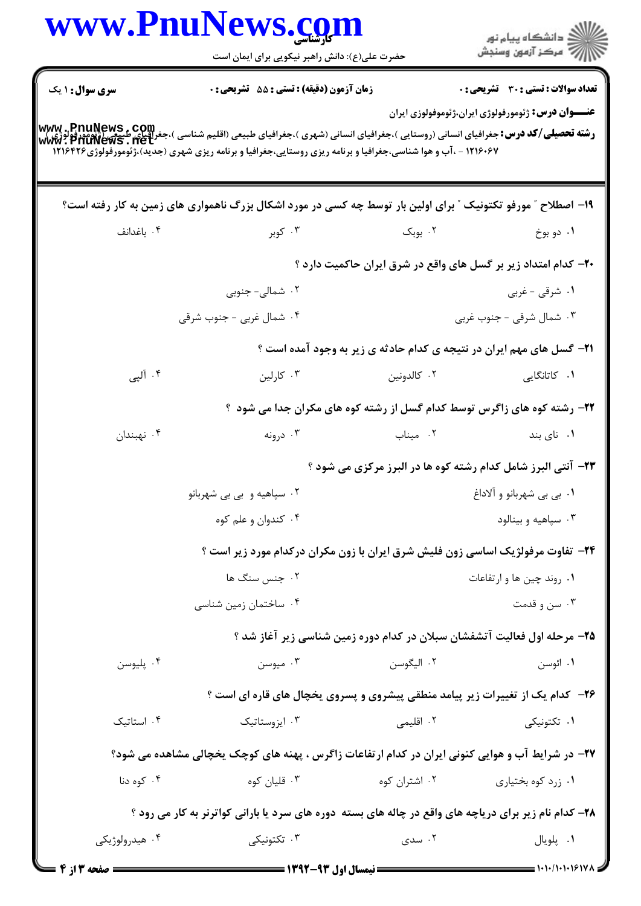**سری سوال:** ۱ یک

**زمان آزمون (دقیقه) : تستی : ۵۵ تشریحی : ۰**

**تعداد سوالات : تستی : ۳۰ تشریحی : ۰**

**عنـــوان درس:** ژئومورفولوژی ایران،ژئوموفولوزی ایران

**رشته تحصیلی/کد درس:** جغرافیای انسانی (روستایی )،جغرافیای انسانی (شهری )،جغرافیای طبیعی (اقلیم شناسی )،جغرافیای طبیعی (ژئومورفولوژی ) ۱۲۱۶۰۶۷ - ،آب و هوا شناسی،جغرافیا و برنامه ریزی روستایی،جغرافیا و برنامه ریزی شهری (جدید)،ژئومورفولوژی۱۲۱۶۴۲۶

۱۹- اصطلاح " مورفو تکتونیک " برای اولین بار توسط چه کسی در مورد اشکال بزرگ ناهمواری های زمین به کار رفته است؟

۱. دو بوخ
۲. بوبک
۳. کوبر
۴. باغدانف

۲۰- کدام امتداد زیر بر گسل های واقع در شرق ایران حاکمیت دارد ؟

۱. شرقی - غربی
۲. شمالی- جنوبی
۳. شمال شرقی - جنوب غربی
۴. شمال غربی - جنوب شرقی

۲۱- گسل های مهم ایران در نتیجه ی کدام حادثه ی زیر به وجود آمده است ؟

۱. کاتانگایی
۲. کالدونین
۳. کارلین
۴. آلپی

۲۲- رشته کوه های زاگرس توسط کدام گسل از رشته کوه های مکران جدا می شود ؟

۱. نای بند
۲. میناب
۳. درونه
۴. نهبندان

۲۳- آنتی البرز شامل کدام رشته کوه ها در البرز مرکزی می شود ؟

۱. بی بی شهربانو و آلاداغ
۲. سپاهیه و بی بی شهربانو
۳. سپاهیه و بینالود
۴. کندوان و علم کوه

۲۴- تفاوت مرفولژیک اساسی زون فلیش شرق ایران با زون مکران درکدام مورد زیر است ؟

۱. روند چین ها و ارتفاعات
۲. جنس سنگ ها
۳. سن و قدمت
۴. ساختمان زمین شناسی

۲۵- مرحله اول فعالیت آتشفشان سبلان در کدام دوره زمین شناسی زیر آغاز شد ؟

۱. ائوسن
۲. الیگوسن
۳. میوسن
۴. پلیوسن

۲۶- کدام یک از تغییرات زیر پیامد منطقی پیشروی و پسروی یخچال های قاره ای است ؟

۱. تکتونیکی
۲. اقلیمی
۳. ایزوستاتیک
۴. استاتیک

۲۷- در شرایط آب و هوایی کنونی ایران در کدام ارتفاعات زاگرس ، پهنه های کوچک یخچالی مشاهده می شود؟

۱. زرد کوه بختیاری
۲. اشتران کوه
۳. قلیان کوه
۴. کوه دنا

۲۸- کدام نام زیر برای دریاچه های واقع در چاله های بسته دوره های سرد یا بارانی کواترنر به کار می رود ؟

۱. پلویال
۲. سدی
۳. تکتونیکی
۴. هیدرولوژیکی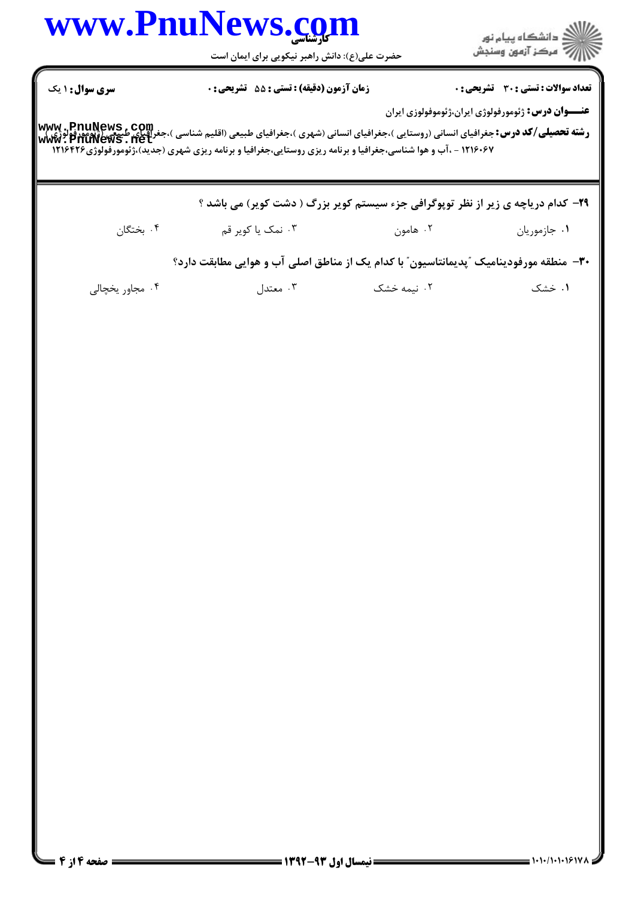۲۹- کدام دریاچه ی زیر از نظر توپوگرافی جزء سیستم کویر بزرگ ( دشت کویر) می باشد ؟

۱. جازموریان
۲. هامون
۳. نمک یا کویر قم
۴. بختگان

۳۰- منطقه مورفودینامیک "پدیمانتاسیون" با کدام یک از مناطق اصلی آب و هوایی مطابقت دارد؟

۱. خشک
۲. نیمه خشک
۳. معتدل
۴. مجاور یخچالی